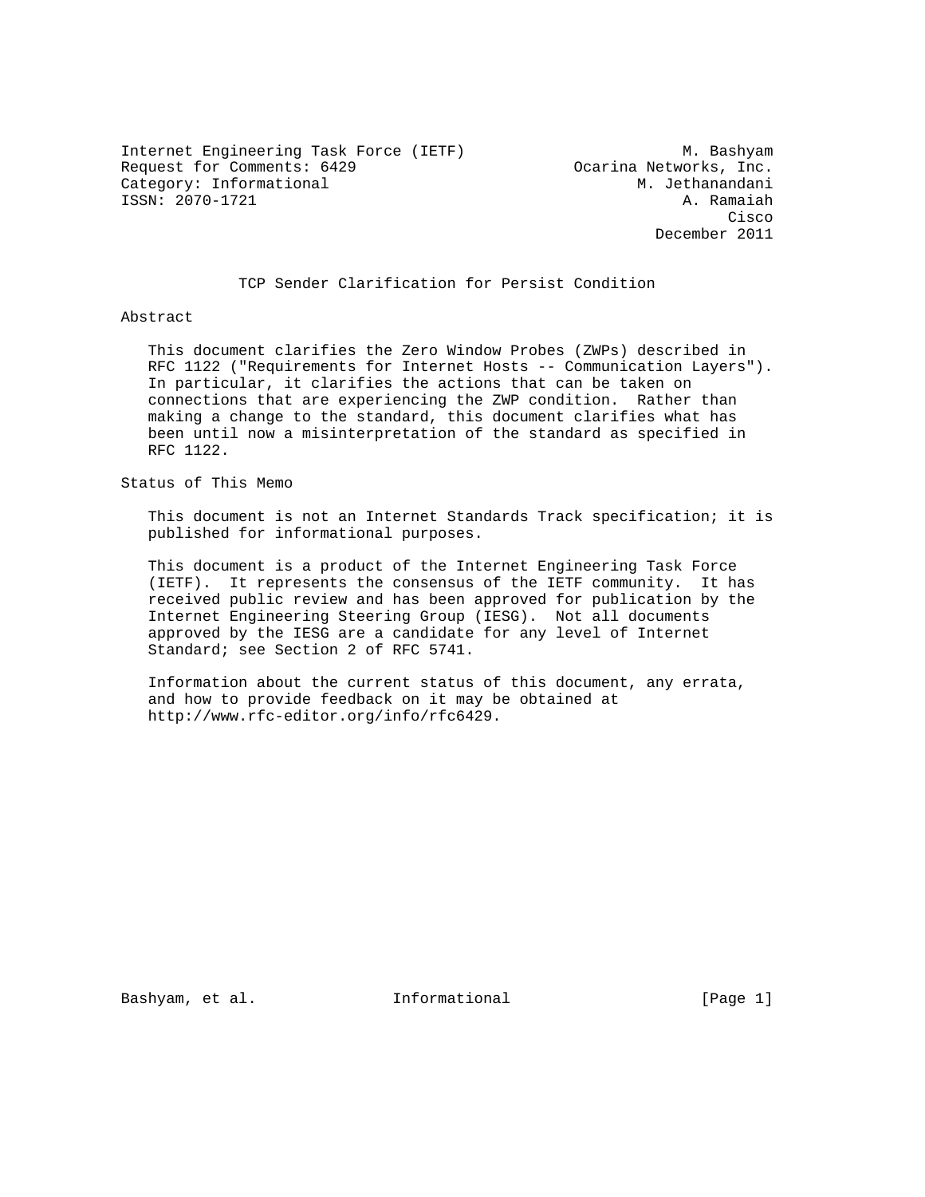Internet Engineering Task Force (IETF) M. Bashyam
Request for Comments: 6429 Ocarina Networks, Inc.
Category: Informational M. Jethanandani
ISSN: 2070-1721 A. Ramaiah
Cisco
December 2011

# TCP Sender Clarification for Persist Condition

## Abstract

This document clarifies the Zero Window Probes (ZWPs) described in RFC 1122 ("Requirements for Internet Hosts -- Communication Layers"). In particular, it clarifies the actions that can be taken on connections that are experiencing the ZWP condition. Rather than making a change to the standard, this document clarifies what has been until now a misinterpretation of the standard as specified in RFC 1122.

## Status of This Memo

This document is not an Internet Standards Track specification; it is published for informational purposes.

This document is a product of the Internet Engineering Task Force (IETF). It represents the consensus of the IETF community. It has received public review and has been approved for publication by the Internet Engineering Steering Group (IESG). Not all documents approved by the IESG are a candidate for any level of Internet Standard; see Section 2 of RFC 5741.

Information about the current status of this document, any errata, and how to provide feedback on it may be obtained at http://www.rfc-editor.org/info/rfc6429.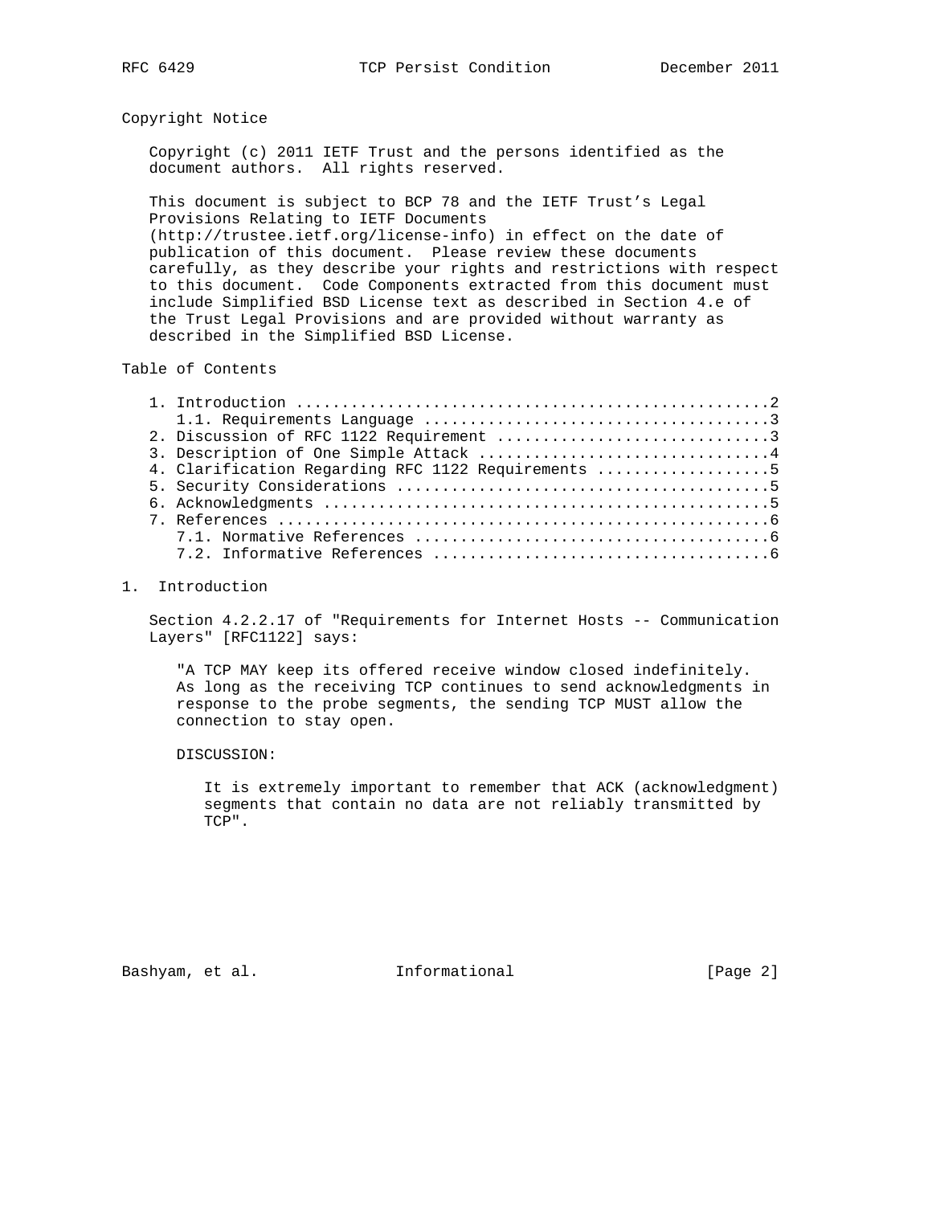## Copyright Notice

Copyright (c) 2011 IETF Trust and the persons identified as the document authors. All rights reserved.

This document is subject to BCP 78 and the IETF Trust's Legal Provisions Relating to IETF Documents (http://trustee.ietf.org/license-info) in effect on the date of publication of this document. Please review these documents carefully, as they describe your rights and restrictions with respect to this document. Code Components extracted from this document must include Simplified BSD License text as described in Section 4.e of the Trust Legal Provisions and are provided without warranty as described in the Simplified BSD License.

## Table of Contents

```
1. Introduction ....................................................2
   1.1. Requirements Language .....................................3
2. Discussion of RFC 1122 Requirement .............................3
3. Description of One Simple Attack ...............................4
4. Clarification Regarding RFC 1122 Requirements ..................5
5. Security Considerations ........................................5
6. Acknowledgments ................................................5
7. References .....................................................6
   7.1. Normative References ......................................6
   7.2. Informative References ....................................6
```

## 1. Introduction

Section 4.2.2.17 of "Requirements for Internet Hosts -- Communication Layers" [RFC1122] says:

> "A TCP MAY keep its offered receive window closed indefinitely. As long as the receiving TCP continues to send acknowledgments in response to the probe segments, the sending TCP MUST allow the connection to stay open.
>
> DISCUSSION:
>
> It is extremely important to remember that ACK (acknowledgment) segments that contain no data are not reliably transmitted by TCP".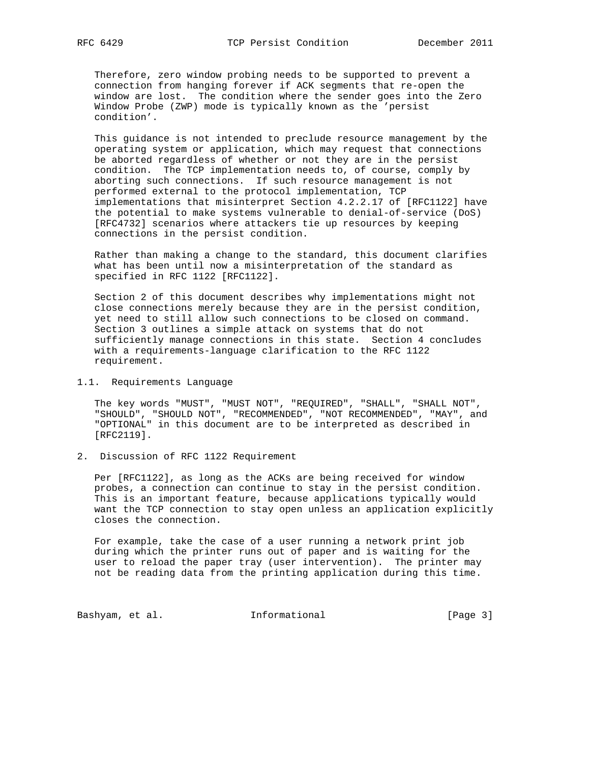Therefore, zero window probing needs to be supported to prevent a connection from hanging forever if ACK segments that re-open the window are lost. The condition where the sender goes into the Zero Window Probe (ZWP) mode is typically known as the 'persist condition'.

This guidance is not intended to preclude resource management by the operating system or application, which may request that connections be aborted regardless of whether or not they are in the persist condition. The TCP implementation needs to, of course, comply by aborting such connections. If such resource management is not performed external to the protocol implementation, TCP implementations that misinterpret Section 4.2.2.17 of [RFC1122] have the potential to make systems vulnerable to denial-of-service (DoS) [RFC4732] scenarios where attackers tie up resources by keeping connections in the persist condition.

Rather than making a change to the standard, this document clarifies what has been until now a misinterpretation of the standard as specified in RFC 1122 [RFC1122].

Section 2 of this document describes why implementations might not close connections merely because they are in the persist condition, yet need to still allow such connections to be closed on command. Section 3 outlines a simple attack on systems that do not sufficiently manage connections in this state. Section 4 concludes with a requirements-language clarification to the RFC 1122 requirement.

### 1.1. Requirements Language

The key words "MUST", "MUST NOT", "REQUIRED", "SHALL", "SHALL NOT", "SHOULD", "SHOULD NOT", "RECOMMENDED", "NOT RECOMMENDED", "MAY", and "OPTIONAL" in this document are to be interpreted as described in [RFC2119].

## 2. Discussion of RFC 1122 Requirement

Per [RFC1122], as long as the ACKs are being received for window probes, a connection can continue to stay in the persist condition. This is an important feature, because applications typically would want the TCP connection to stay open unless an application explicitly closes the connection.

For example, take the case of a user running a network print job during which the printer runs out of paper and is waiting for the user to reload the paper tray (user intervention). The printer may not be reading data from the printing application during this time.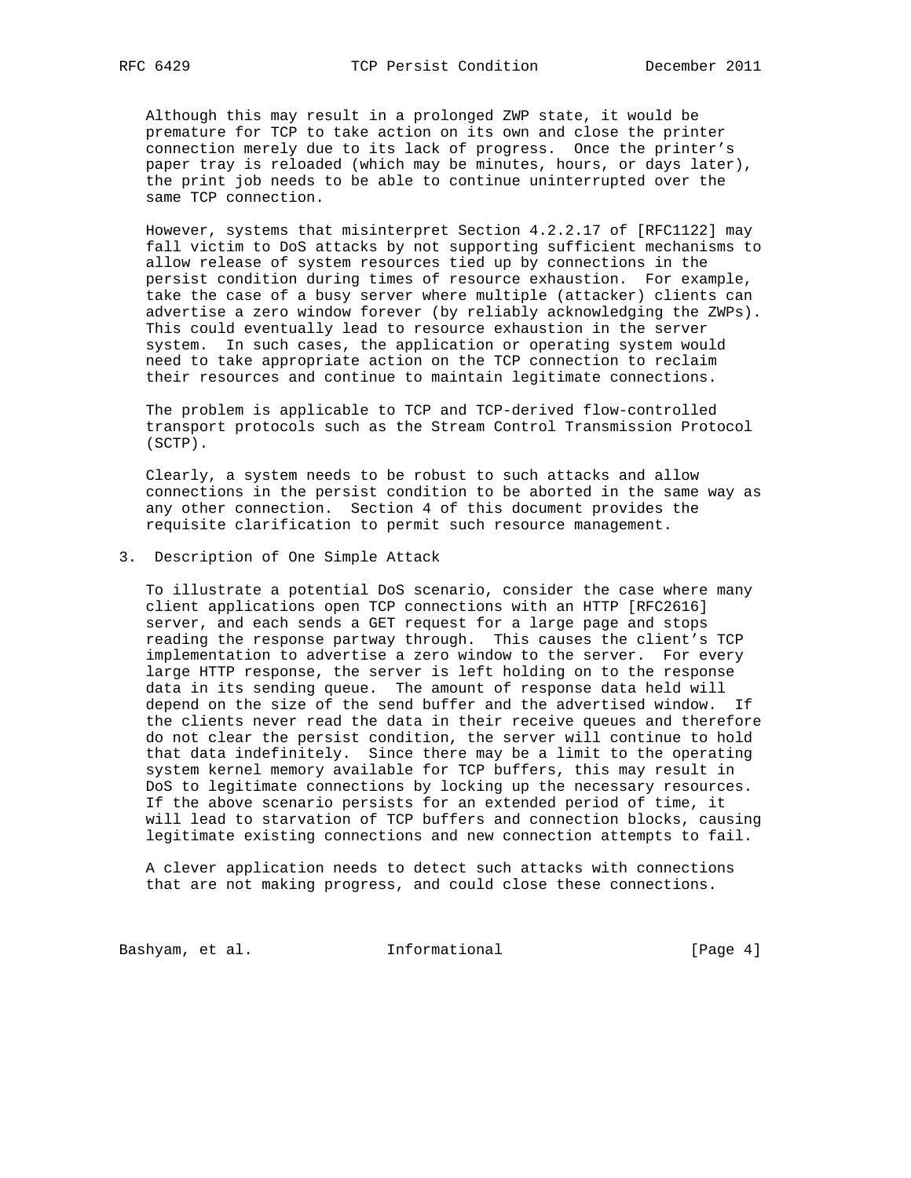Although this may result in a prolonged ZWP state, it would be premature for TCP to take action on its own and close the printer connection merely due to its lack of progress. Once the printer's paper tray is reloaded (which may be minutes, hours, or days later), the print job needs to be able to continue uninterrupted over the same TCP connection.

However, systems that misinterpret Section 4.2.2.17 of [RFC1122] may fall victim to DoS attacks by not supporting sufficient mechanisms to allow release of system resources tied up by connections in the persist condition during times of resource exhaustion. For example, take the case of a busy server where multiple (attacker) clients can advertise a zero window forever (by reliably acknowledging the ZWPs). This could eventually lead to resource exhaustion in the server system. In such cases, the application or operating system would need to take appropriate action on the TCP connection to reclaim their resources and continue to maintain legitimate connections.

The problem is applicable to TCP and TCP-derived flow-controlled transport protocols such as the Stream Control Transmission Protocol (SCTP).

Clearly, a system needs to be robust to such attacks and allow connections in the persist condition to be aborted in the same way as any other connection. Section 4 of this document provides the requisite clarification to permit such resource management.

## 3. Description of One Simple Attack

To illustrate a potential DoS scenario, consider the case where many client applications open TCP connections with an HTTP [RFC2616] server, and each sends a GET request for a large page and stops reading the response partway through. This causes the client's TCP implementation to advertise a zero window to the server. For every large HTTP response, the server is left holding on to the response data in its sending queue. The amount of response data held will depend on the size of the send buffer and the advertised window. If the clients never read the data in their receive queues and therefore do not clear the persist condition, the server will continue to hold that data indefinitely. Since there may be a limit to the operating system kernel memory available for TCP buffers, this may result in DoS to legitimate connections by locking up the necessary resources. If the above scenario persists for an extended period of time, it will lead to starvation of TCP buffers and connection blocks, causing legitimate existing connections and new connection attempts to fail.

A clever application needs to detect such attacks with connections that are not making progress, and could close these connections.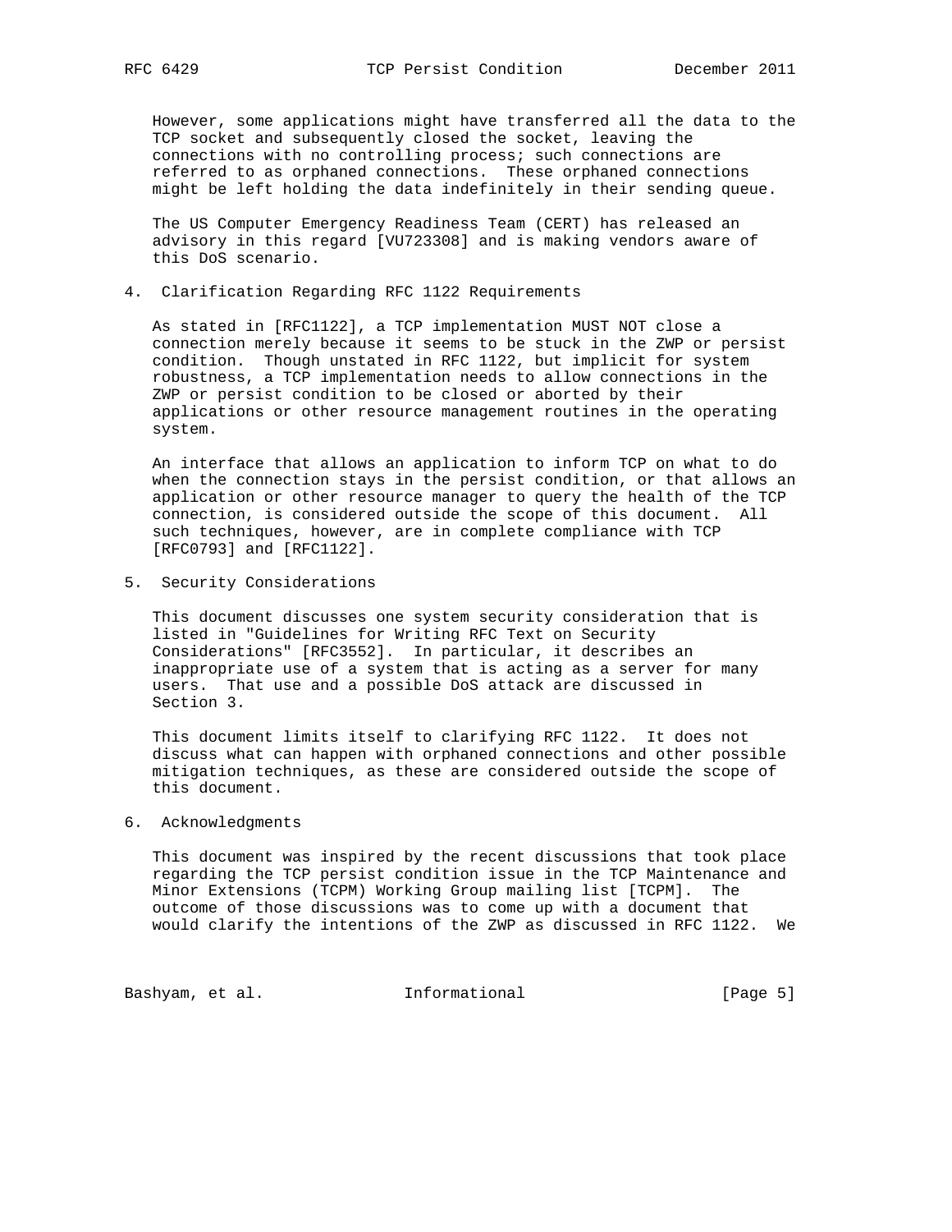However, some applications might have transferred all the data to the TCP socket and subsequently closed the socket, leaving the connections with no controlling process; such connections are referred to as orphaned connections. These orphaned connections might be left holding the data indefinitely in their sending queue.

The US Computer Emergency Readiness Team (CERT) has released an advisory in this regard [VU723308] and is making vendors aware of this DoS scenario.

## 4. Clarification Regarding RFC 1122 Requirements

As stated in [RFC1122], a TCP implementation MUST NOT close a connection merely because it seems to be stuck in the ZWP or persist condition. Though unstated in RFC 1122, but implicit for system robustness, a TCP implementation needs to allow connections in the ZWP or persist condition to be closed or aborted by their applications or other resource management routines in the operating system.

An interface that allows an application to inform TCP on what to do when the connection stays in the persist condition, or that allows an application or other resource manager to query the health of the TCP connection, is considered outside the scope of this document. All such techniques, however, are in complete compliance with TCP [RFC0793] and [RFC1122].

## 5. Security Considerations

This document discusses one system security consideration that is listed in "Guidelines for Writing RFC Text on Security Considerations" [RFC3552]. In particular, it describes an inappropriate use of a system that is acting as a server for many users. That use and a possible DoS attack are discussed in Section 3.

This document limits itself to clarifying RFC 1122. It does not discuss what can happen with orphaned connections and other possible mitigation techniques, as these are considered outside the scope of this document.

## 6. Acknowledgments

This document was inspired by the recent discussions that took place regarding the TCP persist condition issue in the TCP Maintenance and Minor Extensions (TCPM) Working Group mailing list [TCPM]. The outcome of those discussions was to come up with a document that would clarify the intentions of the ZWP as discussed in RFC 1122. We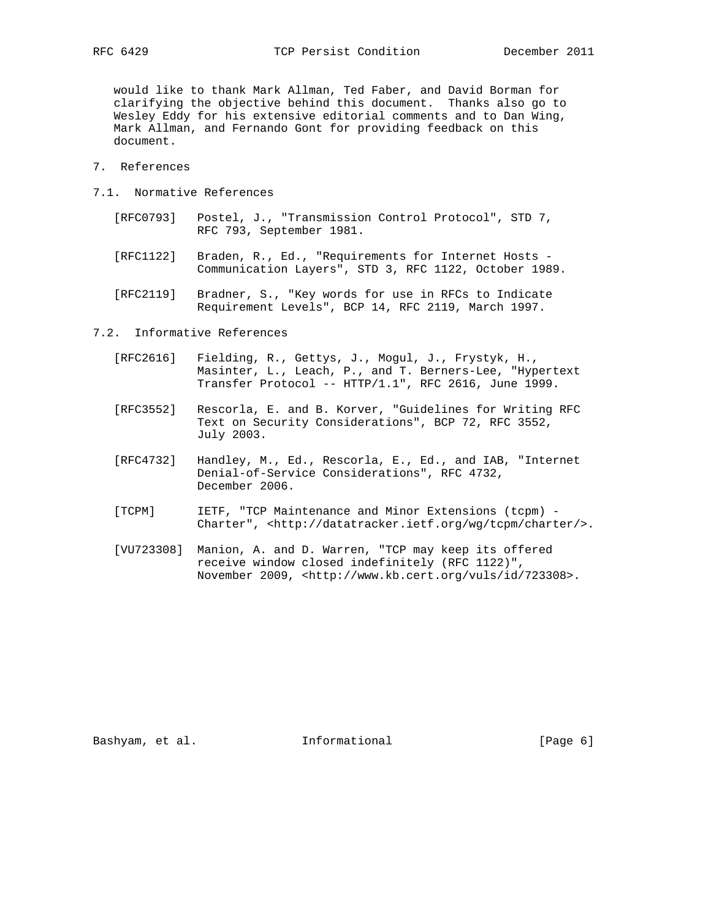would like to thank Mark Allman, Ted Faber, and David Borman for clarifying the objective behind this document. Thanks also go to Wesley Eddy for his extensive editorial comments and to Dan Wing, Mark Allman, and Fernando Gont for providing feedback on this document.

# 7. References

## 7.1. Normative References

[RFC0793] Postel, J., "Transmission Control Protocol", STD 7, RFC 793, September 1981.

[RFC1122] Braden, R., Ed., "Requirements for Internet Hosts - Communication Layers", STD 3, RFC 1122, October 1989.

[RFC2119] Bradner, S., "Key words for use in RFCs to Indicate Requirement Levels", BCP 14, RFC 2119, March 1997.

## 7.2. Informative References

[RFC2616] Fielding, R., Gettys, J., Mogul, J., Frystyk, H., Masinter, L., Leach, P., and T. Berners-Lee, "Hypertext Transfer Protocol -- HTTP/1.1", RFC 2616, June 1999.

[RFC3552] Rescorla, E. and B. Korver, "Guidelines for Writing RFC Text on Security Considerations", BCP 72, RFC 3552, July 2003.

[RFC4732] Handley, M., Ed., Rescorla, E., Ed., and IAB, "Internet Denial-of-Service Considerations", RFC 4732, December 2006.

[TCPM] IETF, "TCP Maintenance and Minor Extensions (tcpm) - Charter", <http://datatracker.ietf.org/wg/tcpm/charter/>.

[VU723308] Manion, A. and D. Warren, "TCP may keep its offered receive window closed indefinitely (RFC 1122)", November 2009, <http://www.kb.cert.org/vuls/id/723308>.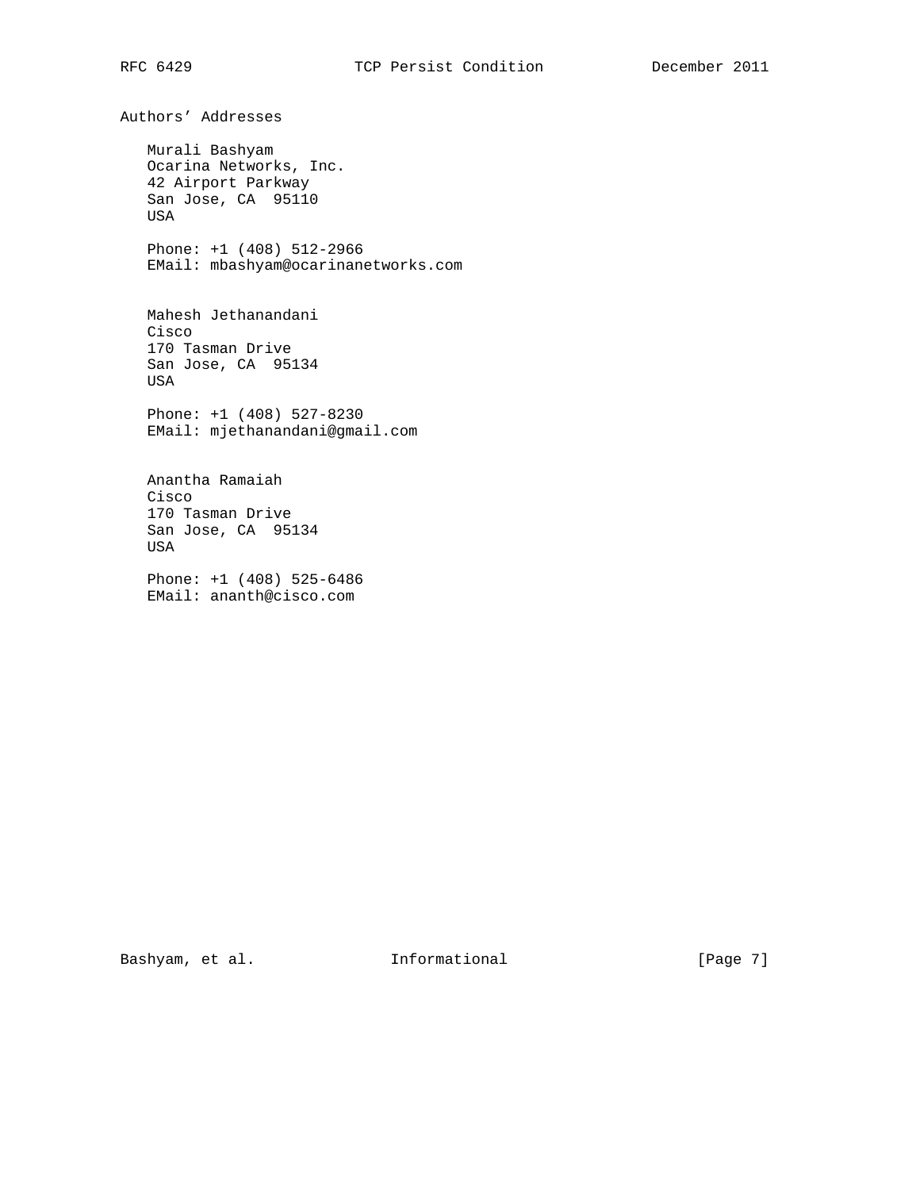## Authors' Addresses

Murali Bashyam
Ocarina Networks, Inc.
42 Airport Parkway
San Jose, CA  95110
USA

Phone: +1 (408) 512-2966
EMail: mbashyam@ocarinanetworks.com

Mahesh Jethanandani
Cisco
170 Tasman Drive
San Jose, CA  95134
USA

Phone: +1 (408) 527-8230
EMail: mjethanandani@gmail.com

Anantha Ramaiah
Cisco
170 Tasman Drive
San Jose, CA  95134
USA

Phone: +1 (408) 525-6486
EMail: ananth@cisco.com